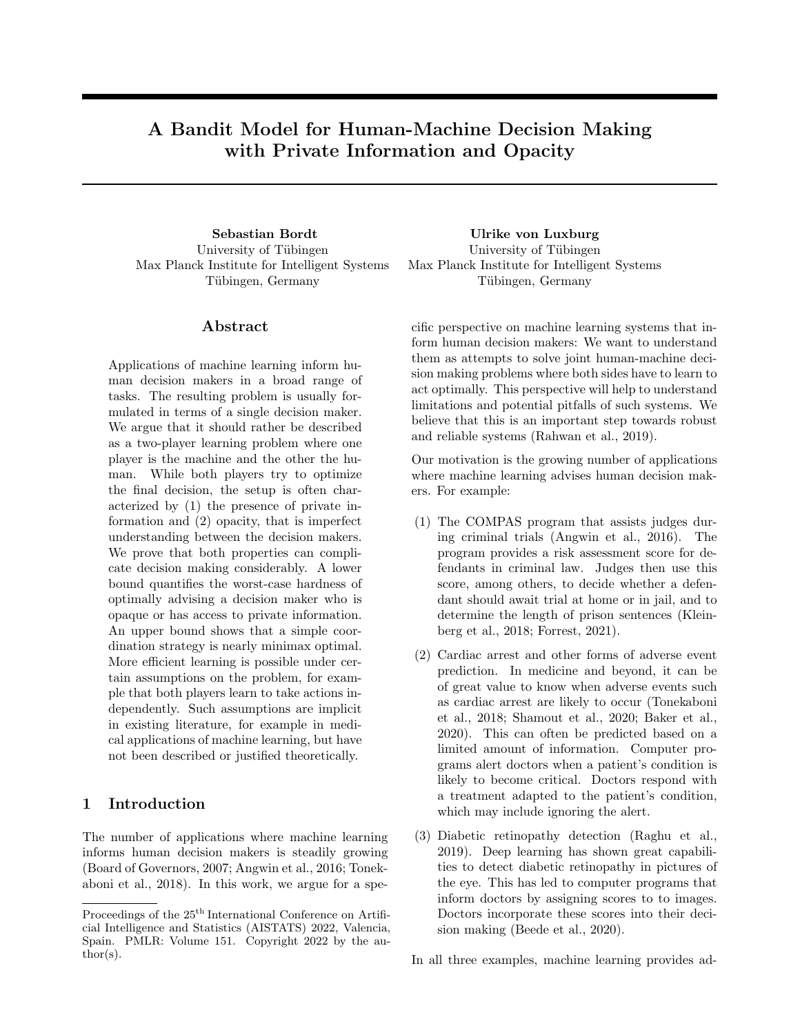# A Bandit Model for Human-Machine Decision Making with Private Information and Opacity

**Sebastian Bordt**
University of Tübingen
Max Planck Institute for Intelligent Systems
Tübingen, Germany

**Ulrike von Luxburg**
University of Tübingen
Max Planck Institute for Intelligent Systems
Tübingen, Germany

## Abstract

Applications of machine learning inform human decision makers in a broad range of tasks. The resulting problem is usually formulated in terms of a single decision maker. We argue that it should rather be described as a two-player learning problem where one player is the machine and the other the human. While both players try to optimize the final decision, the setup is often characterized by (1) the presence of private information and (2) opacity, that is imperfect understanding between the decision makers. We prove that both properties can complicate decision making considerably. A lower bound quantifies the worst-case hardness of optimally advising a decision maker who is opaque or has access to private information. An upper bound shows that a simple coordination strategy is nearly minimax optimal. More efficient learning is possible under certain assumptions on the problem, for example that both players learn to take actions independently. Such assumptions are implicit in existing literature, for example in medical applications of machine learning, but have not been described or justified theoretically.

## 1 Introduction

The number of applications where machine learning informs human decision makers is steadily growing (Board of Governors, 2007; Angwin et al., 2016; Tonekaboni et al., 2018). In this work, we argue for a specific perspective on machine learning systems that inform human decision makers: We want to understand them as attempts to solve joint human-machine decision making problems where both sides have to learn to act optimally. This perspective will help to understand limitations and potential pitfalls of such systems. We believe that this is an important step towards robust and reliable systems (Rahwan et al., 2019).

Our motivation is the growing number of applications where machine learning advises human decision makers. For example:

(1) The COMPAS program that assists judges during criminal trials (Angwin et al., 2016). The program provides a risk assessment score for defendants in criminal law. Judges then use this score, among others, to decide whether a defendant should await trial at home or in jail, and to determine the length of prison sentences (Kleinberg et al., 2018; Forrest, 2021).

(2) Cardiac arrest and other forms of adverse event prediction. In medicine and beyond, it can be of great value to know when adverse events such as cardiac arrest are likely to occur (Tonekaboni et al., 2018; Shamout et al., 2020; Baker et al., 2020). This can often be predicted based on a limited amount of information. Computer programs alert doctors when a patient's condition is likely to become critical. Doctors respond with a treatment adapted to the patient's condition, which may include ignoring the alert.

(3) Diabetic retinopathy detection (Raghu et al., 2019). Deep learning has shown great capabilities to detect diabetic retinopathy in pictures of the eye. This has led to computer programs that inform doctors by assigning scores to to images. Doctors incorporate these scores into their decision making (Beede et al., 2020).

In all three examples, machine learning provides ad-

Proceedings of the 25[th] International Conference on Artificial Intelligence and Statistics (AISTATS) 2022, Valencia, Spain. PMLR: Volume 151. Copyright 2022 by the author(s).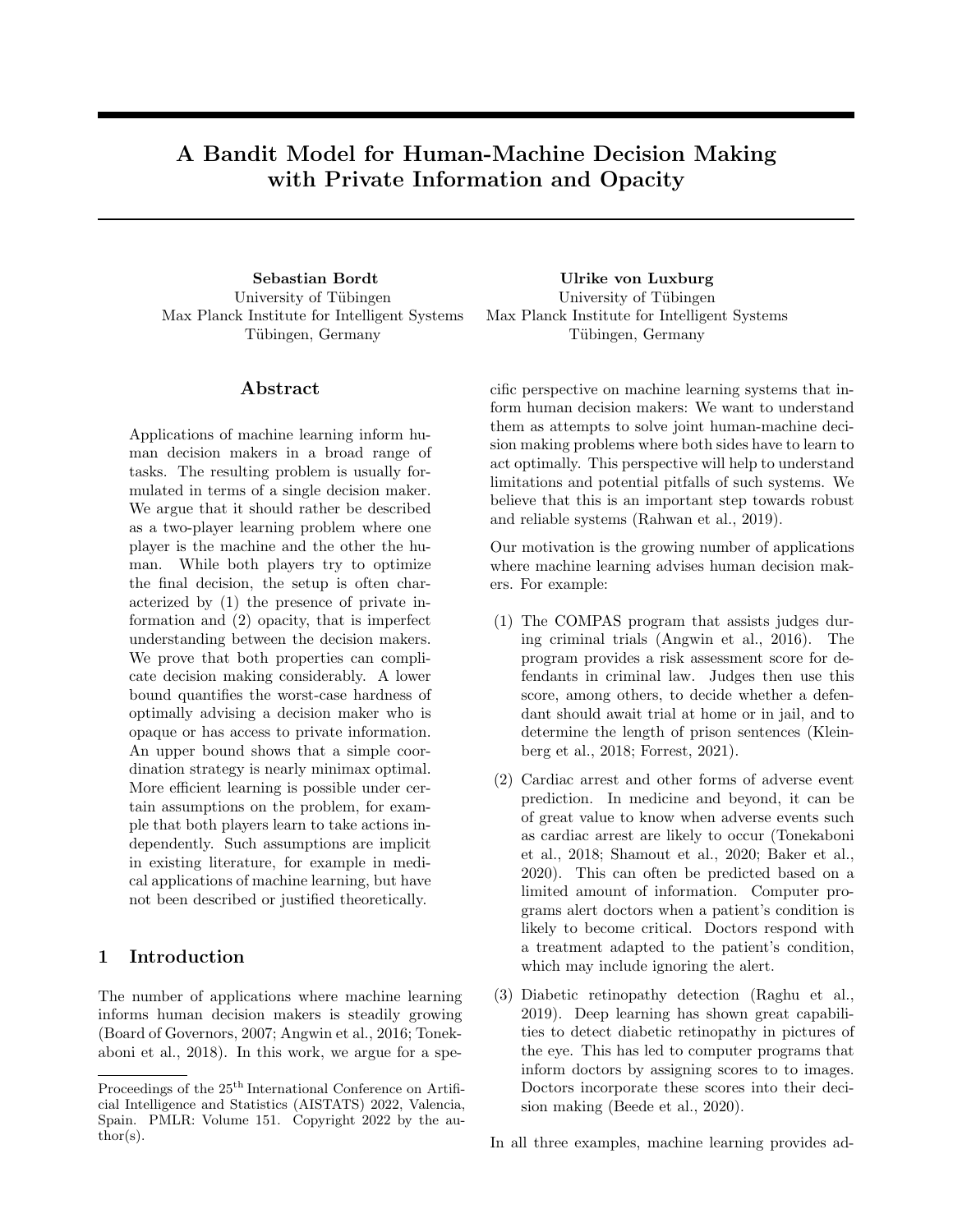# A Bandit Model for Human-Machine Decision Making with Private Information and Opacity

**Sebastian Bordt**
University of Tübingen
Max Planck Institute for Intelligent Systems
Tübingen, Germany

**Ulrike von Luxburg**
University of Tübingen
Max Planck Institute for Intelligent Systems
Tübingen, Germany

## Abstract

Applications of machine learning inform human decision makers in a broad range of tasks. The resulting problem is usually formulated in terms of a single decision maker. We argue that it should rather be described as a two-player learning problem where one player is the machine and the other the human. While both players try to optimize the final decision, the setup is often characterized by (1) the presence of private information and (2) opacity, that is imperfect understanding between the decision makers. We prove that both properties can complicate decision making considerably. A lower bound quantifies the worst-case hardness of optimally advising a decision maker who is opaque or has access to private information. An upper bound shows that a simple coordination strategy is nearly minimax optimal. More efficient learning is possible under certain assumptions on the problem, for example that both players learn to take actions independently. Such assumptions are implicit in existing literature, for example in medical applications of machine learning, but have not been described or justified theoretically.

## 1 Introduction

The number of applications where machine learning informs human decision makers is steadily growing (Board of Governors, 2007; Angwin et al., 2016; Tonekaboni et al., 2018). In this work, we argue for a specific perspective on machine learning systems that inform human decision makers: We want to understand them as attempts to solve joint human-machine decision making problems where both sides have to learn to act optimally. This perspective will help to understand limitations and potential pitfalls of such systems. We believe that this is an important step towards robust and reliable systems (Rahwan et al., 2019).

Our motivation is the growing number of applications where machine learning advises human decision makers. For example:

(1) The COMPAS program that assists judges during criminal trials (Angwin et al., 2016). The program provides a risk assessment score for defendants in criminal law. Judges then use this score, among others, to decide whether a defendant should await trial at home or in jail, and to determine the length of prison sentences (Kleinberg et al., 2018; Forrest, 2021).

(2) Cardiac arrest and other forms of adverse event prediction. In medicine and beyond, it can be of great value to know when adverse events such as cardiac arrest are likely to occur (Tonekaboni et al., 2018; Shamout et al., 2020; Baker et al., 2020). This can often be predicted based on a limited amount of information. Computer programs alert doctors when a patient's condition is likely to become critical. Doctors respond with a treatment adapted to the patient's condition, which may include ignoring the alert.

(3) Diabetic retinopathy detection (Raghu et al., 2019). Deep learning has shown great capabilities to detect diabetic retinopathy in pictures of the eye. This has led to computer programs that inform doctors by assigning scores to to images. Doctors incorporate these scores into their decision making (Beede et al., 2020).

In all three examples, machine learning provides ad-

Proceedings of the 25[th] International Conference on Artificial Intelligence and Statistics (AISTATS) 2022, Valencia, Spain. PMLR: Volume 151. Copyright 2022 by the author(s).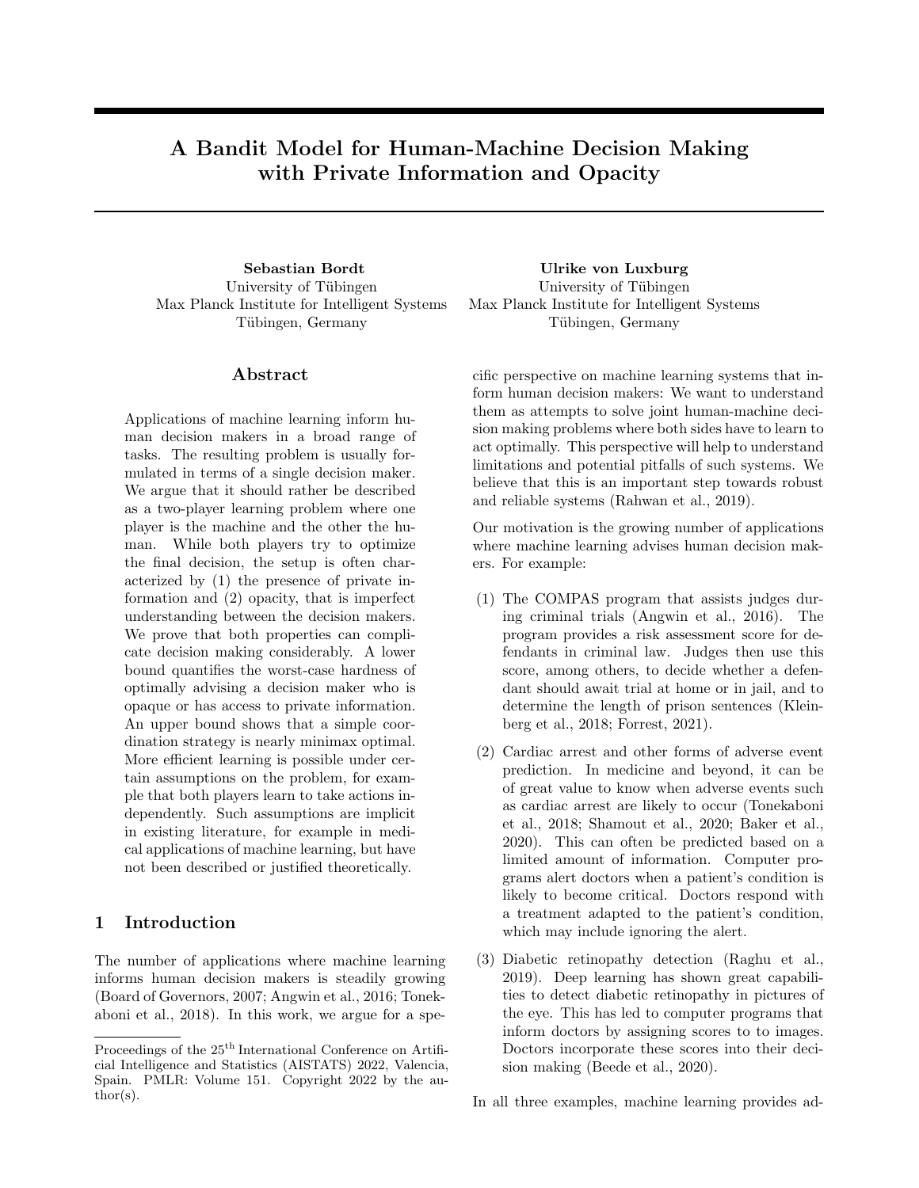# A Bandit Model for Human-Machine Decision Making with Private Information and Opacity

**Sebastian Bordt**
University of Tübingen
Max Planck Institute for Intelligent Systems
Tübingen, Germany

**Ulrike von Luxburg**
University of Tübingen
Max Planck Institute for Intelligent Systems
Tübingen, Germany

## Abstract

Applications of machine learning inform human decision makers in a broad range of tasks. The resulting problem is usually formulated in terms of a single decision maker. We argue that it should rather be described as a two-player learning problem where one player is the machine and the other the human. While both players try to optimize the final decision, the setup is often characterized by (1) the presence of private information and (2) opacity, that is imperfect understanding between the decision makers. We prove that both properties can complicate decision making considerably. A lower bound quantifies the worst-case hardness of optimally advising a decision maker who is opaque or has access to private information. An upper bound shows that a simple coordination strategy is nearly minimax optimal. More efficient learning is possible under certain assumptions on the problem, for example that both players learn to take actions independently. Such assumptions are implicit in existing literature, for example in medical applications of machine learning, but have not been described or justified theoretically.

## 1 Introduction

The number of applications where machine learning informs human decision makers is steadily growing (Board of Governors, 2007; Angwin et al., 2016; Tonekaboni et al., 2018). In this work, we argue for a specific perspective on machine learning systems that inform human decision makers: We want to understand them as attempts to solve joint human-machine decision making problems where both sides have to learn to act optimally. This perspective will help to understand limitations and potential pitfalls of such systems. We believe that this is an important step towards robust and reliable systems (Rahwan et al., 2019).

Our motivation is the growing number of applications where machine learning advises human decision makers. For example:

(1) The COMPAS program that assists judges during criminal trials (Angwin et al., 2016). The program provides a risk assessment score for defendants in criminal law. Judges then use this score, among others, to decide whether a defendant should await trial at home or in jail, and to determine the length of prison sentences (Kleinberg et al., 2018; Forrest, 2021).

(2) Cardiac arrest and other forms of adverse event prediction. In medicine and beyond, it can be of great value to know when adverse events such as cardiac arrest are likely to occur (Tonekaboni et al., 2018; Shamout et al., 2020; Baker et al., 2020). This can often be predicted based on a limited amount of information. Computer programs alert doctors when a patient's condition is likely to become critical. Doctors respond with a treatment adapted to the patient's condition, which may include ignoring the alert.

(3) Diabetic retinopathy detection (Raghu et al., 2019). Deep learning has shown great capabilities to detect diabetic retinopathy in pictures of the eye. This has led to computer programs that inform doctors by assigning scores to to images. Doctors incorporate these scores into their decision making (Beede et al., 2020).

In all three examples, machine learning provides ad-

Proceedings of the 25[th] International Conference on Artificial Intelligence and Statistics (AISTATS) 2022, Valencia, Spain. PMLR: Volume 151. Copyright 2022 by the author(s).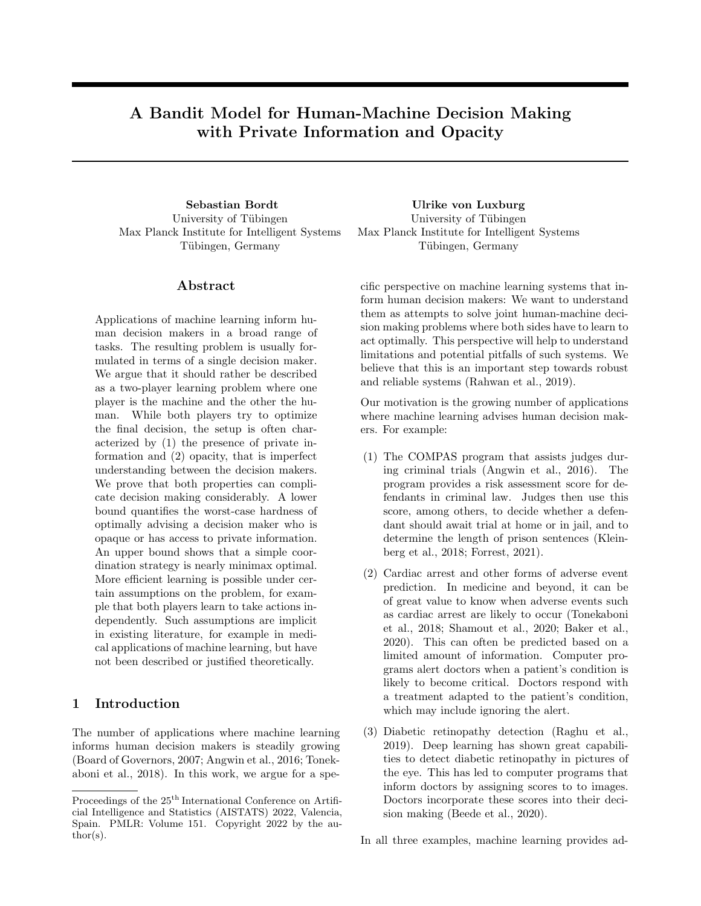# A Bandit Model for Human-Machine Decision Making with Private Information and Opacity

**Sebastian Bordt**
University of Tübingen
Max Planck Institute for Intelligent Systems
Tübingen, Germany

**Ulrike von Luxburg**
University of Tübingen
Max Planck Institute for Intelligent Systems
Tübingen, Germany

## Abstract

Applications of machine learning inform human decision makers in a broad range of tasks. The resulting problem is usually formulated in terms of a single decision maker. We argue that it should rather be described as a two-player learning problem where one player is the machine and the other the human. While both players try to optimize the final decision, the setup is often characterized by (1) the presence of private information and (2) opacity, that is imperfect understanding between the decision makers. We prove that both properties can complicate decision making considerably. A lower bound quantifies the worst-case hardness of optimally advising a decision maker who is opaque or has access to private information. An upper bound shows that a simple coordination strategy is nearly minimax optimal. More efficient learning is possible under certain assumptions on the problem, for example that both players learn to take actions independently. Such assumptions are implicit in existing literature, for example in medical applications of machine learning, but have not been described or justified theoretically.

## 1 Introduction

The number of applications where machine learning informs human decision makers is steadily growing (Board of Governors, 2007; Angwin et al., 2016; Tonekaboni et al., 2018). In this work, we argue for a specific perspective on machine learning systems that inform human decision makers: We want to understand them as attempts to solve joint human-machine decision making problems where both sides have to learn to act optimally. This perspective will help to understand limitations and potential pitfalls of such systems. We believe that this is an important step towards robust and reliable systems (Rahwan et al., 2019).

Our motivation is the growing number of applications where machine learning advises human decision makers. For example:

(1) The COMPAS program that assists judges during criminal trials (Angwin et al., 2016). The program provides a risk assessment score for defendants in criminal law. Judges then use this score, among others, to decide whether a defendant should await trial at home or in jail, and to determine the length of prison sentences (Kleinberg et al., 2018; Forrest, 2021).

(2) Cardiac arrest and other forms of adverse event prediction. In medicine and beyond, it can be of great value to know when adverse events such as cardiac arrest are likely to occur (Tonekaboni et al., 2018; Shamout et al., 2020; Baker et al., 2020). This can often be predicted based on a limited amount of information. Computer programs alert doctors when a patient's condition is likely to become critical. Doctors respond with a treatment adapted to the patient's condition, which may include ignoring the alert.

(3) Diabetic retinopathy detection (Raghu et al., 2019). Deep learning has shown great capabilities to detect diabetic retinopathy in pictures of the eye. This has led to computer programs that inform doctors by assigning scores to to images. Doctors incorporate these scores into their decision making (Beede et al., 2020).

In all three examples, machine learning provides ad-

Proceedings of the 25[th] International Conference on Artificial Intelligence and Statistics (AISTATS) 2022, Valencia, Spain. PMLR: Volume 151. Copyright 2022 by the author(s).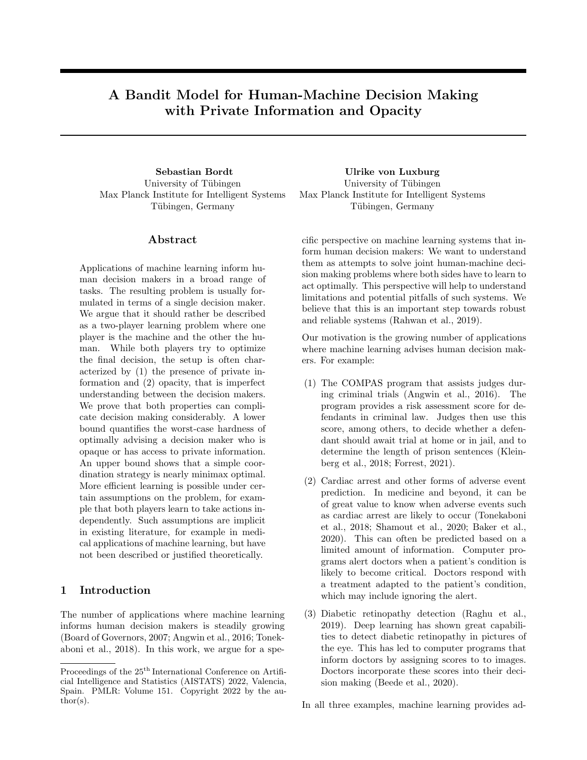# A Bandit Model for Human-Machine Decision Making with Private Information and Opacity

**Sebastian Bordt**
University of Tübingen
Max Planck Institute for Intelligent Systems
Tübingen, Germany

**Ulrike von Luxburg**
University of Tübingen
Max Planck Institute for Intelligent Systems
Tübingen, Germany

## Abstract

Applications of machine learning inform human decision makers in a broad range of tasks. The resulting problem is usually formulated in terms of a single decision maker. We argue that it should rather be described as a two-player learning problem where one player is the machine and the other the human. While both players try to optimize the final decision, the setup is often characterized by (1) the presence of private information and (2) opacity, that is imperfect understanding between the decision makers. We prove that both properties can complicate decision making considerably. A lower bound quantifies the worst-case hardness of optimally advising a decision maker who is opaque or has access to private information. An upper bound shows that a simple coordination strategy is nearly minimax optimal. More efficient learning is possible under certain assumptions on the problem, for example that both players learn to take actions independently. Such assumptions are implicit in existing literature, for example in medical applications of machine learning, but have not been described or justified theoretically.

## 1 Introduction

The number of applications where machine learning informs human decision makers is steadily growing (Board of Governors, 2007; Angwin et al., 2016; Tonekaboni et al., 2018). In this work, we argue for a specific perspective on machine learning systems that inform human decision makers: We want to understand them as attempts to solve joint human-machine decision making problems where both sides have to learn to act optimally. This perspective will help to understand limitations and potential pitfalls of such systems. We believe that this is an important step towards robust and reliable systems (Rahwan et al., 2019).

Our motivation is the growing number of applications where machine learning advises human decision makers. For example:

(1) The COMPAS program that assists judges during criminal trials (Angwin et al., 2016). The program provides a risk assessment score for defendants in criminal law. Judges then use this score, among others, to decide whether a defendant should await trial at home or in jail, and to determine the length of prison sentences (Kleinberg et al., 2018; Forrest, 2021).

(2) Cardiac arrest and other forms of adverse event prediction. In medicine and beyond, it can be of great value to know when adverse events such as cardiac arrest are likely to occur (Tonekaboni et al., 2018; Shamout et al., 2020; Baker et al., 2020). This can often be predicted based on a limited amount of information. Computer programs alert doctors when a patient's condition is likely to become critical. Doctors respond with a treatment adapted to the patient's condition, which may include ignoring the alert.

(3) Diabetic retinopathy detection (Raghu et al., 2019). Deep learning has shown great capabilities to detect diabetic retinopathy in pictures of the eye. This has led to computer programs that inform doctors by assigning scores to to images. Doctors incorporate these scores into their decision making (Beede et al., 2020).

In all three examples, machine learning provides ad-

Proceedings of the 25[th] International Conference on Artificial Intelligence and Statistics (AISTATS) 2022, Valencia, Spain. PMLR: Volume 151. Copyright 2022 by the author(s).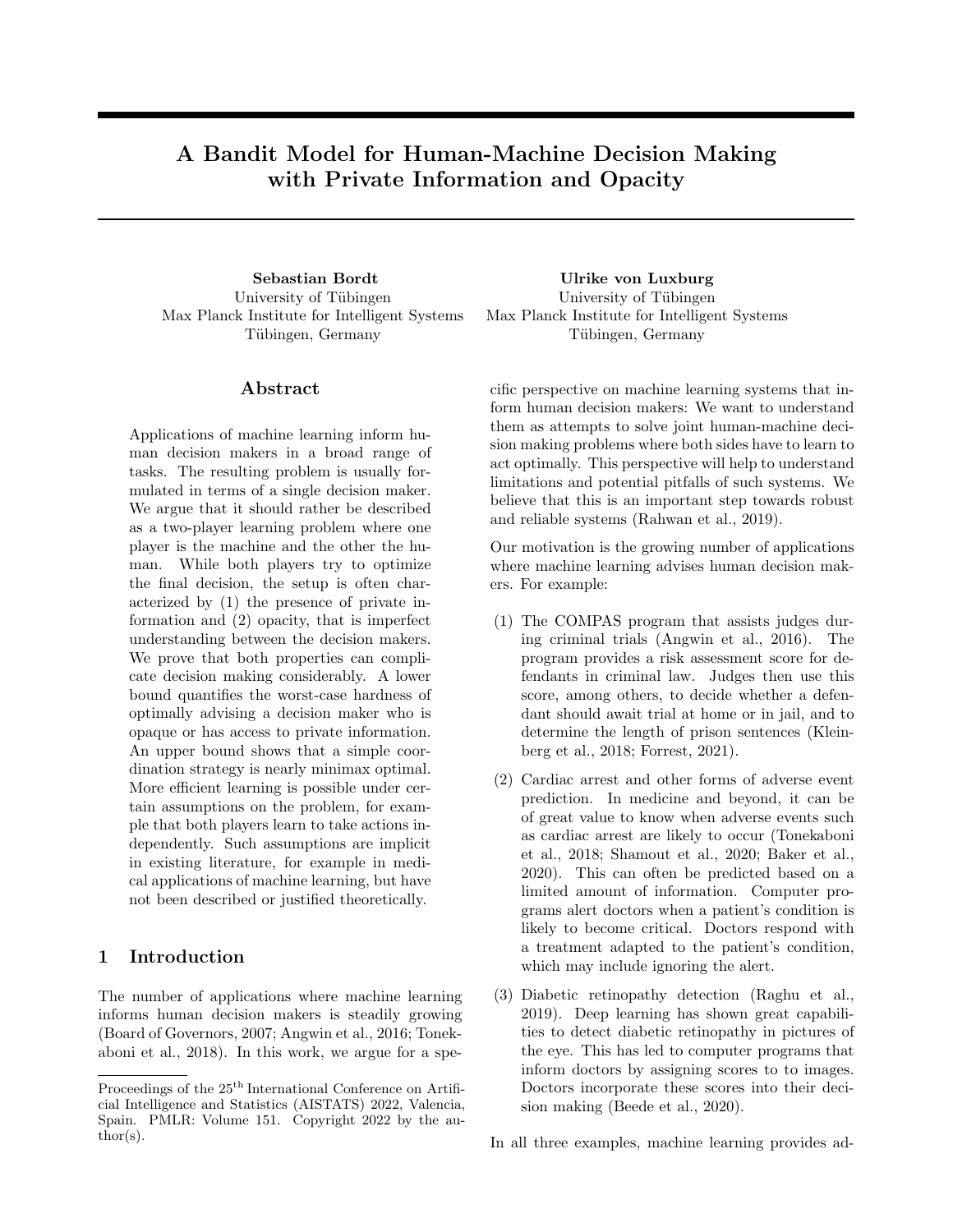# A Bandit Model for Human-Machine Decision Making with Private Information and Opacity

**Sebastian Bordt**
University of Tübingen
Max Planck Institute for Intelligent Systems
Tübingen, Germany

**Ulrike von Luxburg**
University of Tübingen
Max Planck Institute for Intelligent Systems
Tübingen, Germany

## Abstract

Applications of machine learning inform human decision makers in a broad range of tasks. The resulting problem is usually formulated in terms of a single decision maker. We argue that it should rather be described as a two-player learning problem where one player is the machine and the other the human. While both players try to optimize the final decision, the setup is often characterized by (1) the presence of private information and (2) opacity, that is imperfect understanding between the decision makers. We prove that both properties can complicate decision making considerably. A lower bound quantifies the worst-case hardness of optimally advising a decision maker who is opaque or has access to private information. An upper bound shows that a simple coordination strategy is nearly minimax optimal. More efficient learning is possible under certain assumptions on the problem, for example that both players learn to take actions independently. Such assumptions are implicit in existing literature, for example in medical applications of machine learning, but have not been described or justified theoretically.

## 1 Introduction

The number of applications where machine learning informs human decision makers is steadily growing (Board of Governors, 2007; Angwin et al., 2016; Tonekaboni et al., 2018). In this work, we argue for a specific perspective on machine learning systems that inform human decision makers: We want to understand them as attempts to solve joint human-machine decision making problems where both sides have to learn to act optimally. This perspective will help to understand limitations and potential pitfalls of such systems. We believe that this is an important step towards robust and reliable systems (Rahwan et al., 2019).

Our motivation is the growing number of applications where machine learning advises human decision makers. For example:

(1) The COMPAS program that assists judges during criminal trials (Angwin et al., 2016). The program provides a risk assessment score for defendants in criminal law. Judges then use this score, among others, to decide whether a defendant should await trial at home or in jail, and to determine the length of prison sentences (Kleinberg et al., 2018; Forrest, 2021).

(2) Cardiac arrest and other forms of adverse event prediction. In medicine and beyond, it can be of great value to know when adverse events such as cardiac arrest are likely to occur (Tonekaboni et al., 2018; Shamout et al., 2020; Baker et al., 2020). This can often be predicted based on a limited amount of information. Computer programs alert doctors when a patient's condition is likely to become critical. Doctors respond with a treatment adapted to the patient's condition, which may include ignoring the alert.

(3) Diabetic retinopathy detection (Raghu et al., 2019). Deep learning has shown great capabilities to detect diabetic retinopathy in pictures of the eye. This has led to computer programs that inform doctors by assigning scores to to images. Doctors incorporate these scores into their decision making (Beede et al., 2020).

In all three examples, machine learning provides ad-

Proceedings of the 25[th] International Conference on Artificial Intelligence and Statistics (AISTATS) 2022, Valencia, Spain. PMLR: Volume 151. Copyright 2022 by the author(s).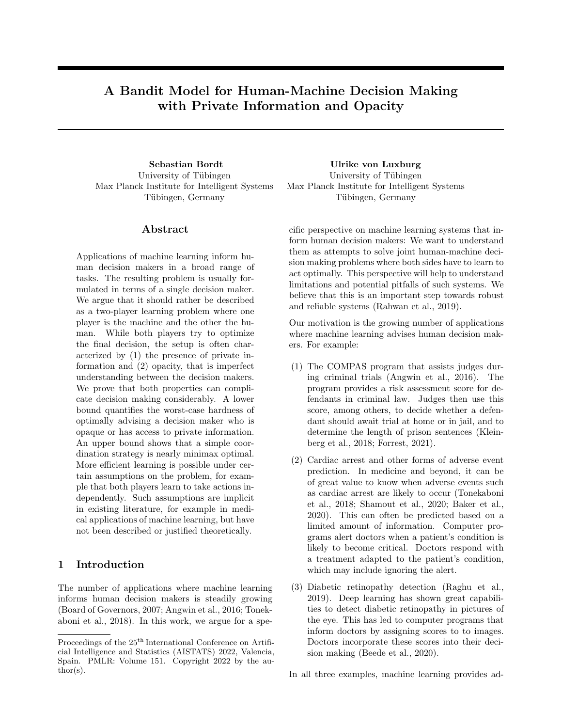# A Bandit Model for Human-Machine Decision Making with Private Information and Opacity

**Sebastian Bordt**
University of Tübingen
Max Planck Institute for Intelligent Systems
Tübingen, Germany

**Ulrike von Luxburg**
University of Tübingen
Max Planck Institute for Intelligent Systems
Tübingen, Germany

## Abstract

Applications of machine learning inform human decision makers in a broad range of tasks. The resulting problem is usually formulated in terms of a single decision maker. We argue that it should rather be described as a two-player learning problem where one player is the machine and the other the human. While both players try to optimize the final decision, the setup is often characterized by (1) the presence of private information and (2) opacity, that is imperfect understanding between the decision makers. We prove that both properties can complicate decision making considerably. A lower bound quantifies the worst-case hardness of optimally advising a decision maker who is opaque or has access to private information. An upper bound shows that a simple coordination strategy is nearly minimax optimal. More efficient learning is possible under certain assumptions on the problem, for example that both players learn to take actions independently. Such assumptions are implicit in existing literature, for example in medical applications of machine learning, but have not been described or justified theoretically.

## 1 Introduction

The number of applications where machine learning informs human decision makers is steadily growing (Board of Governors, 2007; Angwin et al., 2016; Tonekaboni et al., 2018). In this work, we argue for a specific perspective on machine learning systems that inform human decision makers: We want to understand them as attempts to solve joint human-machine decision making problems where both sides have to learn to act optimally. This perspective will help to understand limitations and potential pitfalls of such systems. We believe that this is an important step towards robust and reliable systems (Rahwan et al., 2019).

Our motivation is the growing number of applications where machine learning advises human decision makers. For example:

(1) The COMPAS program that assists judges during criminal trials (Angwin et al., 2016). The program provides a risk assessment score for defendants in criminal law. Judges then use this score, among others, to decide whether a defendant should await trial at home or in jail, and to determine the length of prison sentences (Kleinberg et al., 2018; Forrest, 2021).

(2) Cardiac arrest and other forms of adverse event prediction. In medicine and beyond, it can be of great value to know when adverse events such as cardiac arrest are likely to occur (Tonekaboni et al., 2018; Shamout et al., 2020; Baker et al., 2020). This can often be predicted based on a limited amount of information. Computer programs alert doctors when a patient's condition is likely to become critical. Doctors respond with a treatment adapted to the patient's condition, which may include ignoring the alert.

(3) Diabetic retinopathy detection (Raghu et al., 2019). Deep learning has shown great capabilities to detect diabetic retinopathy in pictures of the eye. This has led to computer programs that inform doctors by assigning scores to to images. Doctors incorporate these scores into their decision making (Beede et al., 2020).

In all three examples, machine learning provides ad-

Proceedings of the 25[th] International Conference on Artificial Intelligence and Statistics (AISTATS) 2022, Valencia, Spain. PMLR: Volume 151. Copyright 2022 by the author(s).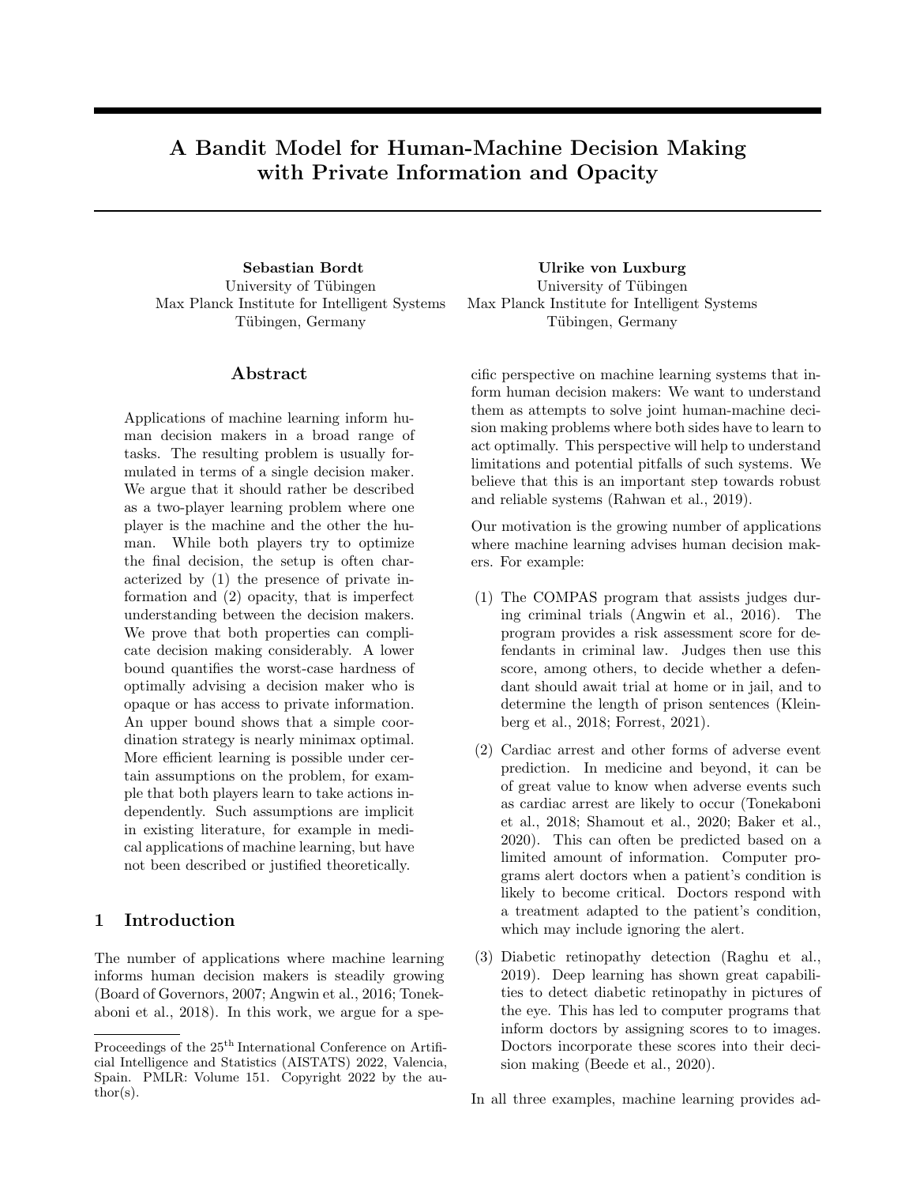# A Bandit Model for Human-Machine Decision Making with Private Information and Opacity

**Sebastian Bordt**
University of Tübingen
Max Planck Institute for Intelligent Systems
Tübingen, Germany

**Ulrike von Luxburg**
University of Tübingen
Max Planck Institute for Intelligent Systems
Tübingen, Germany

## Abstract

Applications of machine learning inform human decision makers in a broad range of tasks. The resulting problem is usually formulated in terms of a single decision maker. We argue that it should rather be described as a two-player learning problem where one player is the machine and the other the human. While both players try to optimize the final decision, the setup is often characterized by (1) the presence of private information and (2) opacity, that is imperfect understanding between the decision makers. We prove that both properties can complicate decision making considerably. A lower bound quantifies the worst-case hardness of optimally advising a decision maker who is opaque or has access to private information. An upper bound shows that a simple coordination strategy is nearly minimax optimal. More efficient learning is possible under certain assumptions on the problem, for example that both players learn to take actions independently. Such assumptions are implicit in existing literature, for example in medical applications of machine learning, but have not been described or justified theoretically.

## 1 Introduction

The number of applications where machine learning informs human decision makers is steadily growing (Board of Governors, 2007; Angwin et al., 2016; Tonekaboni et al., 2018). In this work, we argue for a specific perspective on machine learning systems that inform human decision makers: We want to understand them as attempts to solve joint human-machine decision making problems where both sides have to learn to act optimally. This perspective will help to understand limitations and potential pitfalls of such systems. We believe that this is an important step towards robust and reliable systems (Rahwan et al., 2019).

Our motivation is the growing number of applications where machine learning advises human decision makers. For example:

(1) The COMPAS program that assists judges during criminal trials (Angwin et al., 2016). The program provides a risk assessment score for defendants in criminal law. Judges then use this score, among others, to decide whether a defendant should await trial at home or in jail, and to determine the length of prison sentences (Kleinberg et al., 2018; Forrest, 2021).

(2) Cardiac arrest and other forms of adverse event prediction. In medicine and beyond, it can be of great value to know when adverse events such as cardiac arrest are likely to occur (Tonekaboni et al., 2018; Shamout et al., 2020; Baker et al., 2020). This can often be predicted based on a limited amount of information. Computer programs alert doctors when a patient's condition is likely to become critical. Doctors respond with a treatment adapted to the patient's condition, which may include ignoring the alert.

(3) Diabetic retinopathy detection (Raghu et al., 2019). Deep learning has shown great capabilities to detect diabetic retinopathy in pictures of the eye. This has led to computer programs that inform doctors by assigning scores to to images. Doctors incorporate these scores into their decision making (Beede et al., 2020).

In all three examples, machine learning provides ad-

Proceedings of the 25[th] International Conference on Artificial Intelligence and Statistics (AISTATS) 2022, Valencia, Spain. PMLR: Volume 151. Copyright 2022 by the author(s).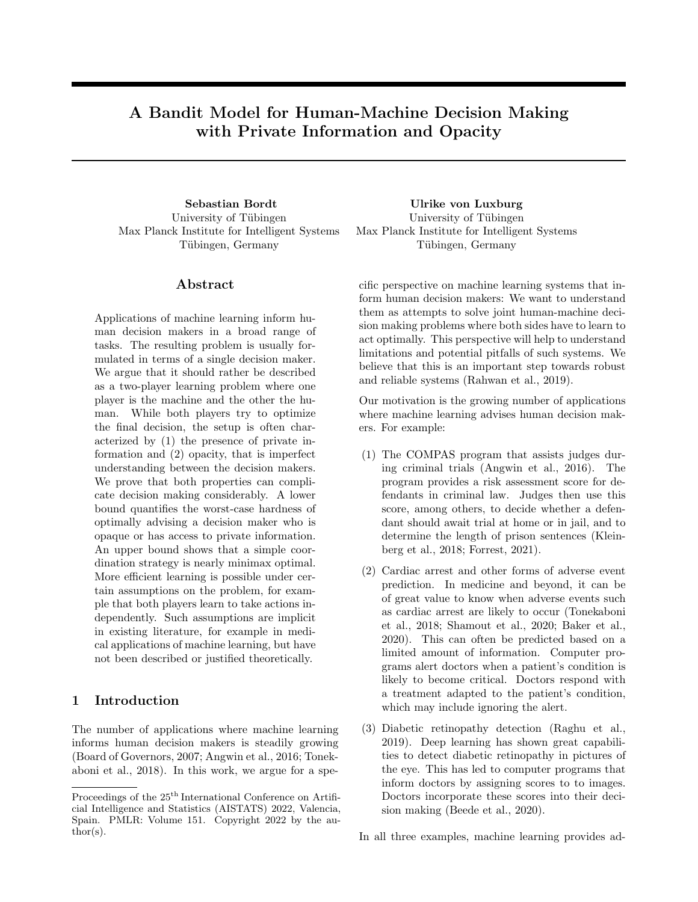# A Bandit Model for Human-Machine Decision Making with Private Information and Opacity

**Sebastian Bordt**
University of Tübingen
Max Planck Institute for Intelligent Systems
Tübingen, Germany

**Ulrike von Luxburg**
University of Tübingen
Max Planck Institute for Intelligent Systems
Tübingen, Germany

## Abstract

Applications of machine learning inform human decision makers in a broad range of tasks. The resulting problem is usually formulated in terms of a single decision maker. We argue that it should rather be described as a two-player learning problem where one player is the machine and the other the human. While both players try to optimize the final decision, the setup is often characterized by (1) the presence of private information and (2) opacity, that is imperfect understanding between the decision makers. We prove that both properties can complicate decision making considerably. A lower bound quantifies the worst-case hardness of optimally advising a decision maker who is opaque or has access to private information. An upper bound shows that a simple coordination strategy is nearly minimax optimal. More efficient learning is possible under certain assumptions on the problem, for example that both players learn to take actions independently. Such assumptions are implicit in existing literature, for example in medical applications of machine learning, but have not been described or justified theoretically.

## 1 Introduction

The number of applications where machine learning informs human decision makers is steadily growing (Board of Governors, 2007; Angwin et al., 2016; Tonekaboni et al., 2018). In this work, we argue for a specific perspective on machine learning systems that inform human decision makers: We want to understand them as attempts to solve joint human-machine decision making problems where both sides have to learn to act optimally. This perspective will help to understand limitations and potential pitfalls of such systems. We believe that this is an important step towards robust and reliable systems (Rahwan et al., 2019).

Our motivation is the growing number of applications where machine learning advises human decision makers. For example:

(1) The COMPAS program that assists judges during criminal trials (Angwin et al., 2016). The program provides a risk assessment score for defendants in criminal law. Judges then use this score, among others, to decide whether a defendant should await trial at home or in jail, and to determine the length of prison sentences (Kleinberg et al., 2018; Forrest, 2021).

(2) Cardiac arrest and other forms of adverse event prediction. In medicine and beyond, it can be of great value to know when adverse events such as cardiac arrest are likely to occur (Tonekaboni et al., 2018; Shamout et al., 2020; Baker et al., 2020). This can often be predicted based on a limited amount of information. Computer programs alert doctors when a patient's condition is likely to become critical. Doctors respond with a treatment adapted to the patient's condition, which may include ignoring the alert.

(3) Diabetic retinopathy detection (Raghu et al., 2019). Deep learning has shown great capabilities to detect diabetic retinopathy in pictures of the eye. This has led to computer programs that inform doctors by assigning scores to to images. Doctors incorporate these scores into their decision making (Beede et al., 2020).

In all three examples, machine learning provides ad-

Proceedings of the 25[th] International Conference on Artificial Intelligence and Statistics (AISTATS) 2022, Valencia, Spain. PMLR: Volume 151. Copyright 2022 by the author(s).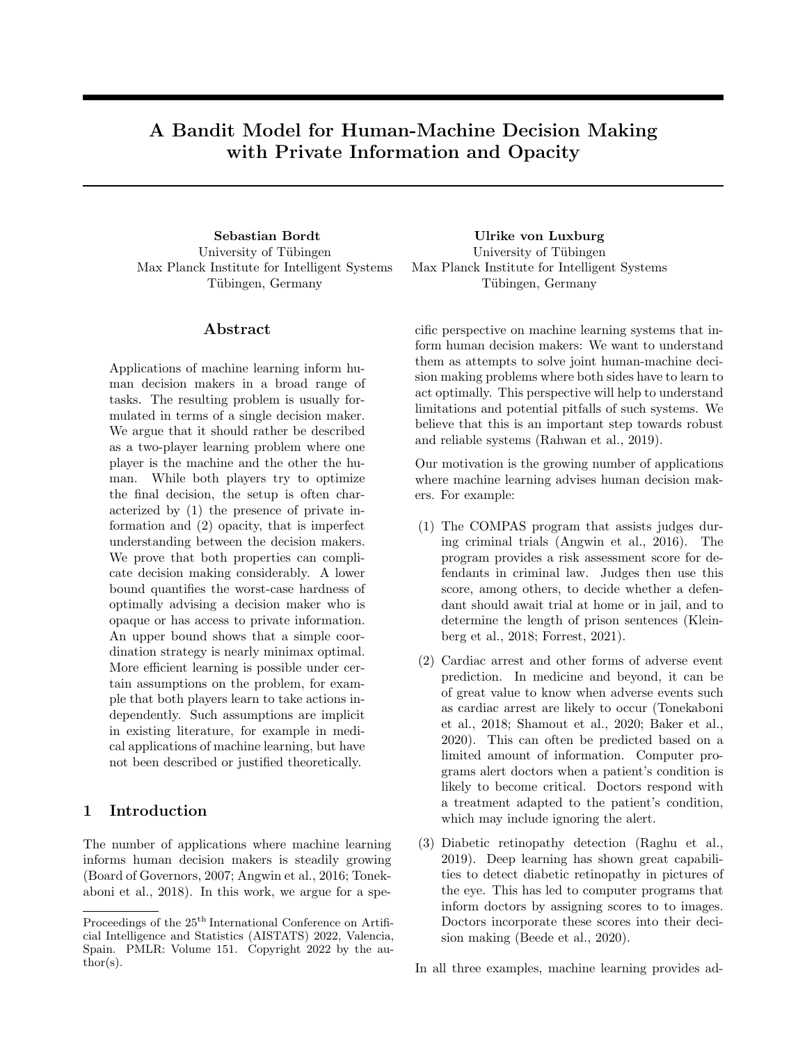# A Bandit Model for Human-Machine Decision Making with Private Information and Opacity

**Sebastian Bordt**
University of Tübingen
Max Planck Institute for Intelligent Systems
Tübingen, Germany

**Ulrike von Luxburg**
University of Tübingen
Max Planck Institute for Intelligent Systems
Tübingen, Germany

## Abstract

Applications of machine learning inform human decision makers in a broad range of tasks. The resulting problem is usually formulated in terms of a single decision maker. We argue that it should rather be described as a two-player learning problem where one player is the machine and the other the human. While both players try to optimize the final decision, the setup is often characterized by (1) the presence of private information and (2) opacity, that is imperfect understanding between the decision makers. We prove that both properties can complicate decision making considerably. A lower bound quantifies the worst-case hardness of optimally advising a decision maker who is opaque or has access to private information. An upper bound shows that a simple coordination strategy is nearly minimax optimal. More efficient learning is possible under certain assumptions on the problem, for example that both players learn to take actions independently. Such assumptions are implicit in existing literature, for example in medical applications of machine learning, but have not been described or justified theoretically.

## 1 Introduction

The number of applications where machine learning informs human decision makers is steadily growing (Board of Governors, 2007; Angwin et al., 2016; Tonekaboni et al., 2018). In this work, we argue for a specific perspective on machine learning systems that inform human decision makers: We want to understand them as attempts to solve joint human-machine decision making problems where both sides have to learn to act optimally. This perspective will help to understand limitations and potential pitfalls of such systems. We believe that this is an important step towards robust and reliable systems (Rahwan et al., 2019).

Our motivation is the growing number of applications where machine learning advises human decision makers. For example:

(1) The COMPAS program that assists judges during criminal trials (Angwin et al., 2016). The program provides a risk assessment score for defendants in criminal law. Judges then use this score, among others, to decide whether a defendant should await trial at home or in jail, and to determine the length of prison sentences (Kleinberg et al., 2018; Forrest, 2021).

(2) Cardiac arrest and other forms of adverse event prediction. In medicine and beyond, it can be of great value to know when adverse events such as cardiac arrest are likely to occur (Tonekaboni et al., 2018; Shamout et al., 2020; Baker et al., 2020). This can often be predicted based on a limited amount of information. Computer programs alert doctors when a patient's condition is likely to become critical. Doctors respond with a treatment adapted to the patient's condition, which may include ignoring the alert.

(3) Diabetic retinopathy detection (Raghu et al., 2019). Deep learning has shown great capabilities to detect diabetic retinopathy in pictures of the eye. This has led to computer programs that inform doctors by assigning scores to to images. Doctors incorporate these scores into their decision making (Beede et al., 2020).

In all three examples, machine learning provides ad-

Proceedings of the 25[th] International Conference on Artificial Intelligence and Statistics (AISTATS) 2022, Valencia, Spain. PMLR: Volume 151. Copyright 2022 by the author(s).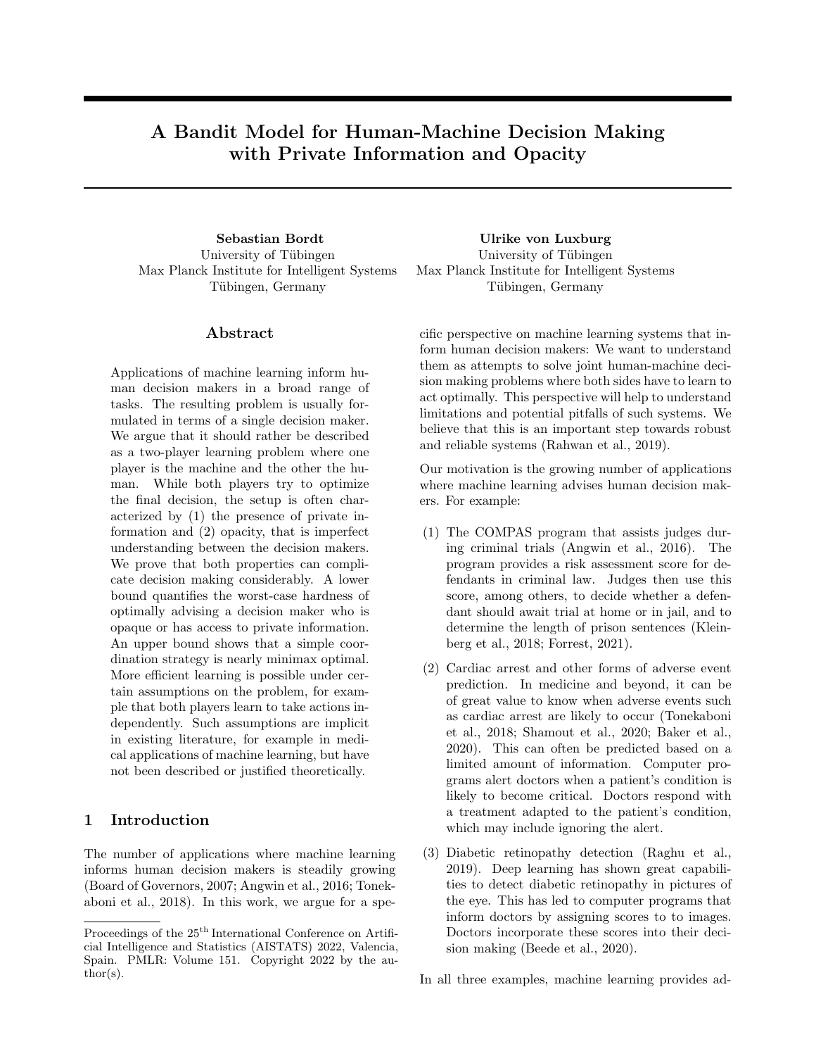# A Bandit Model for Human-Machine Decision Making with Private Information and Opacity

**Sebastian Bordt**
University of Tübingen
Max Planck Institute for Intelligent Systems
Tübingen, Germany

**Ulrike von Luxburg**
University of Tübingen
Max Planck Institute for Intelligent Systems
Tübingen, Germany

## Abstract

Applications of machine learning inform human decision makers in a broad range of tasks. The resulting problem is usually formulated in terms of a single decision maker. We argue that it should rather be described as a two-player learning problem where one player is the machine and the other the human. While both players try to optimize the final decision, the setup is often characterized by (1) the presence of private information and (2) opacity, that is imperfect understanding between the decision makers. We prove that both properties can complicate decision making considerably. A lower bound quantifies the worst-case hardness of optimally advising a decision maker who is opaque or has access to private information. An upper bound shows that a simple coordination strategy is nearly minimax optimal. More efficient learning is possible under certain assumptions on the problem, for example that both players learn to take actions independently. Such assumptions are implicit in existing literature, for example in medical applications of machine learning, but have not been described or justified theoretically.

## 1 Introduction

The number of applications where machine learning informs human decision makers is steadily growing (Board of Governors, 2007; Angwin et al., 2016; Tonekaboni et al., 2018). In this work, we argue for a specific perspective on machine learning systems that inform human decision makers: We want to understand them as attempts to solve joint human-machine decision making problems where both sides have to learn to act optimally. This perspective will help to understand limitations and potential pitfalls of such systems. We believe that this is an important step towards robust and reliable systems (Rahwan et al., 2019).

Our motivation is the growing number of applications where machine learning advises human decision makers. For example:

(1) The COMPAS program that assists judges during criminal trials (Angwin et al., 2016). The program provides a risk assessment score for defendants in criminal law. Judges then use this score, among others, to decide whether a defendant should await trial at home or in jail, and to determine the length of prison sentences (Kleinberg et al., 2018; Forrest, 2021).

(2) Cardiac arrest and other forms of adverse event prediction. In medicine and beyond, it can be of great value to know when adverse events such as cardiac arrest are likely to occur (Tonekaboni et al., 2018; Shamout et al., 2020; Baker et al., 2020). This can often be predicted based on a limited amount of information. Computer programs alert doctors when a patient's condition is likely to become critical. Doctors respond with a treatment adapted to the patient's condition, which may include ignoring the alert.

(3) Diabetic retinopathy detection (Raghu et al., 2019). Deep learning has shown great capabilities to detect diabetic retinopathy in pictures of the eye. This has led to computer programs that inform doctors by assigning scores to to images. Doctors incorporate these scores into their decision making (Beede et al., 2020).

In all three examples, machine learning provides ad-

Proceedings of the 25[th] International Conference on Artificial Intelligence and Statistics (AISTATS) 2022, Valencia, Spain. PMLR: Volume 151. Copyright 2022 by the author(s).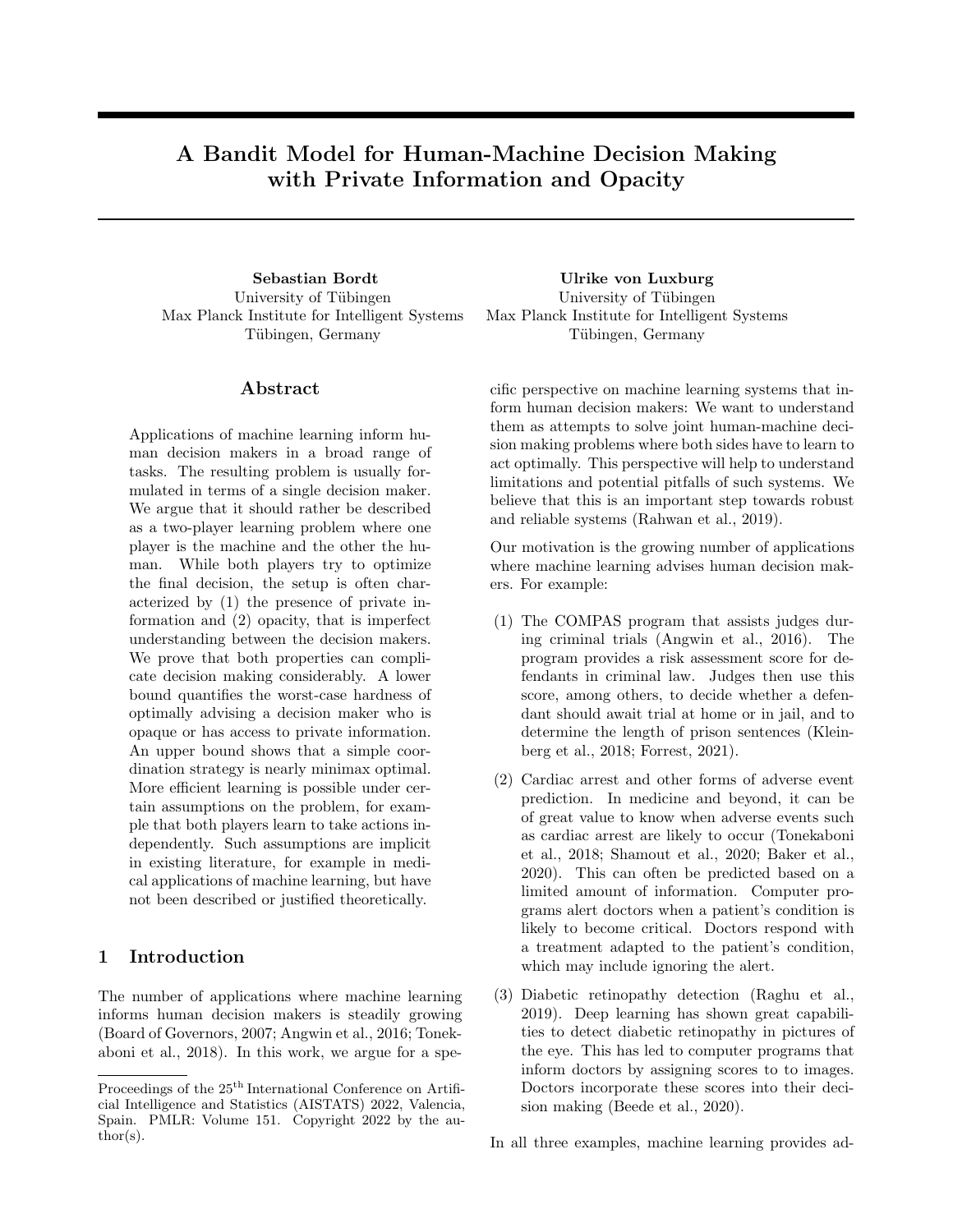# A Bandit Model for Human-Machine Decision Making with Private Information and Opacity

**Sebastian Bordt**
University of Tübingen
Max Planck Institute for Intelligent Systems
Tübingen, Germany

**Ulrike von Luxburg**
University of Tübingen
Max Planck Institute for Intelligent Systems
Tübingen, Germany

## Abstract

Applications of machine learning inform human decision makers in a broad range of tasks. The resulting problem is usually formulated in terms of a single decision maker. We argue that it should rather be described as a two-player learning problem where one player is the machine and the other the human. While both players try to optimize the final decision, the setup is often characterized by (1) the presence of private information and (2) opacity, that is imperfect understanding between the decision makers. We prove that both properties can complicate decision making considerably. A lower bound quantifies the worst-case hardness of optimally advising a decision maker who is opaque or has access to private information. An upper bound shows that a simple coordination strategy is nearly minimax optimal. More efficient learning is possible under certain assumptions on the problem, for example that both players learn to take actions independently. Such assumptions are implicit in existing literature, for example in medical applications of machine learning, but have not been described or justified theoretically.

## 1 Introduction

The number of applications where machine learning informs human decision makers is steadily growing (Board of Governors, 2007; Angwin et al., 2016; Tonekaboni et al., 2018). In this work, we argue for a specific perspective on machine learning systems that inform human decision makers: We want to understand them as attempts to solve joint human-machine decision making problems where both sides have to learn to act optimally. This perspective will help to understand limitations and potential pitfalls of such systems. We believe that this is an important step towards robust and reliable systems (Rahwan et al., 2019).

Our motivation is the growing number of applications where machine learning advises human decision makers. For example:

(1) The COMPAS program that assists judges during criminal trials (Angwin et al., 2016). The program provides a risk assessment score for defendants in criminal law. Judges then use this score, among others, to decide whether a defendant should await trial at home or in jail, and to determine the length of prison sentences (Kleinberg et al., 2018; Forrest, 2021).

(2) Cardiac arrest and other forms of adverse event prediction. In medicine and beyond, it can be of great value to know when adverse events such as cardiac arrest are likely to occur (Tonekaboni et al., 2018; Shamout et al., 2020; Baker et al., 2020). This can often be predicted based on a limited amount of information. Computer programs alert doctors when a patient's condition is likely to become critical. Doctors respond with a treatment adapted to the patient's condition, which may include ignoring the alert.

(3) Diabetic retinopathy detection (Raghu et al., 2019). Deep learning has shown great capabilities to detect diabetic retinopathy in pictures of the eye. This has led to computer programs that inform doctors by assigning scores to to images. Doctors incorporate these scores into their decision making (Beede et al., 2020).

In all three examples, machine learning provides ad-

Proceedings of the 25[th] International Conference on Artificial Intelligence and Statistics (AISTATS) 2022, Valencia, Spain. PMLR: Volume 151. Copyright 2022 by the author(s).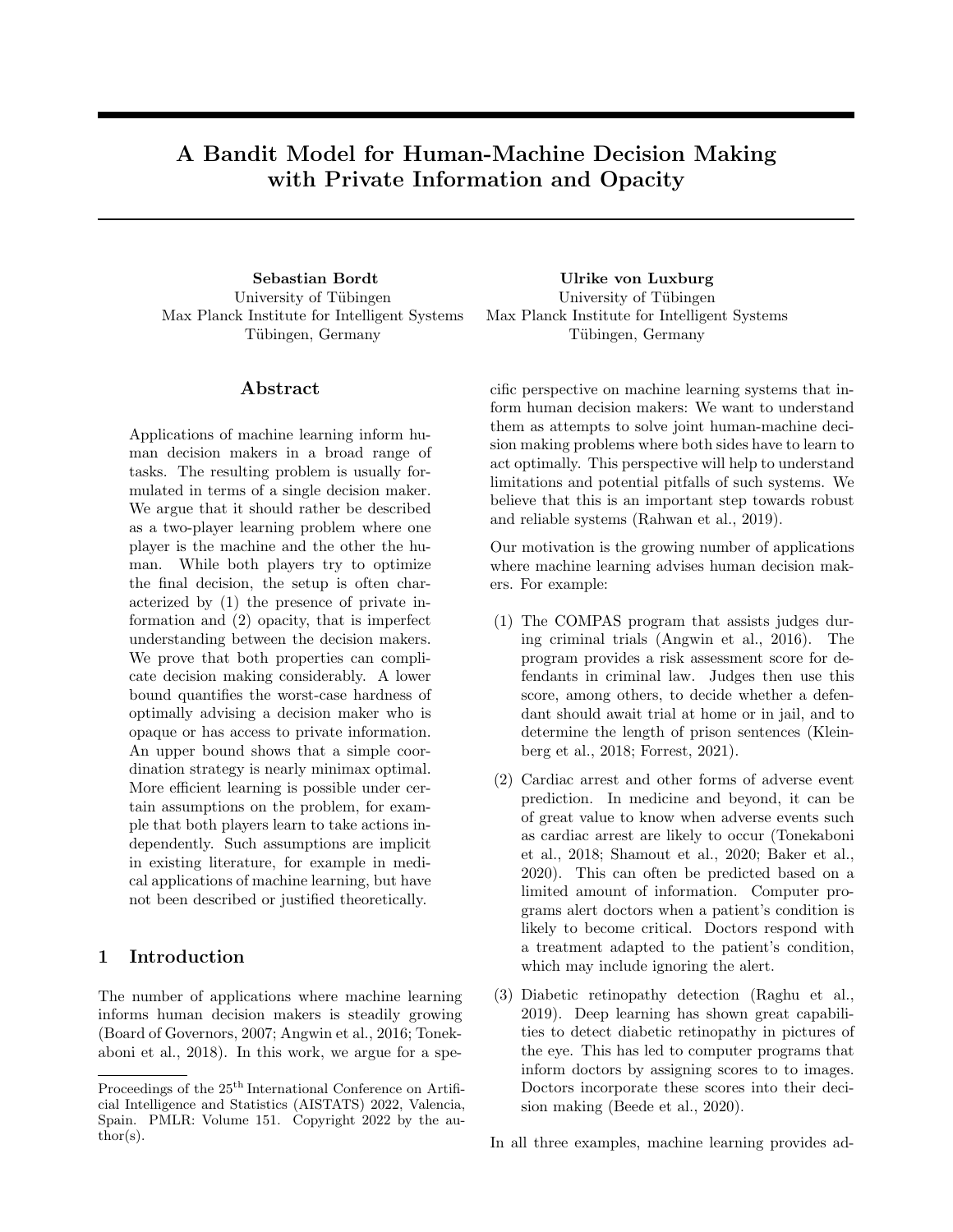# A Bandit Model for Human-Machine Decision Making with Private Information and Opacity

**Sebastian Bordt**
University of Tübingen
Max Planck Institute for Intelligent Systems
Tübingen, Germany

**Ulrike von Luxburg**
University of Tübingen
Max Planck Institute for Intelligent Systems
Tübingen, Germany

## Abstract

Applications of machine learning inform human decision makers in a broad range of tasks. The resulting problem is usually formulated in terms of a single decision maker. We argue that it should rather be described as a two-player learning problem where one player is the machine and the other the human. While both players try to optimize the final decision, the setup is often characterized by (1) the presence of private information and (2) opacity, that is imperfect understanding between the decision makers. We prove that both properties can complicate decision making considerably. A lower bound quantifies the worst-case hardness of optimally advising a decision maker who is opaque or has access to private information. An upper bound shows that a simple coordination strategy is nearly minimax optimal. More efficient learning is possible under certain assumptions on the problem, for example that both players learn to take actions independently. Such assumptions are implicit in existing literature, for example in medical applications of machine learning, but have not been described or justified theoretically.

## 1 Introduction

The number of applications where machine learning informs human decision makers is steadily growing (Board of Governors, 2007; Angwin et al., 2016; Tonekaboni et al., 2018). In this work, we argue for a specific perspective on machine learning systems that inform human decision makers: We want to understand them as attempts to solve joint human-machine decision making problems where both sides have to learn to act optimally. This perspective will help to understand limitations and potential pitfalls of such systems. We believe that this is an important step towards robust and reliable systems (Rahwan et al., 2019).

Our motivation is the growing number of applications where machine learning advises human decision makers. For example:

(1) The COMPAS program that assists judges during criminal trials (Angwin et al., 2016). The program provides a risk assessment score for defendants in criminal law. Judges then use this score, among others, to decide whether a defendant should await trial at home or in jail, and to determine the length of prison sentences (Kleinberg et al., 2018; Forrest, 2021).

(2) Cardiac arrest and other forms of adverse event prediction. In medicine and beyond, it can be of great value to know when adverse events such as cardiac arrest are likely to occur (Tonekaboni et al., 2018; Shamout et al., 2020; Baker et al., 2020). This can often be predicted based on a limited amount of information. Computer programs alert doctors when a patient's condition is likely to become critical. Doctors respond with a treatment adapted to the patient's condition, which may include ignoring the alert.

(3) Diabetic retinopathy detection (Raghu et al., 2019). Deep learning has shown great capabilities to detect diabetic retinopathy in pictures of the eye. This has led to computer programs that inform doctors by assigning scores to to images. Doctors incorporate these scores into their decision making (Beede et al., 2020).

In all three examples, machine learning provides ad-

Proceedings of the 25[th] International Conference on Artificial Intelligence and Statistics (AISTATS) 2022, Valencia, Spain. PMLR: Volume 151. Copyright 2022 by the author(s).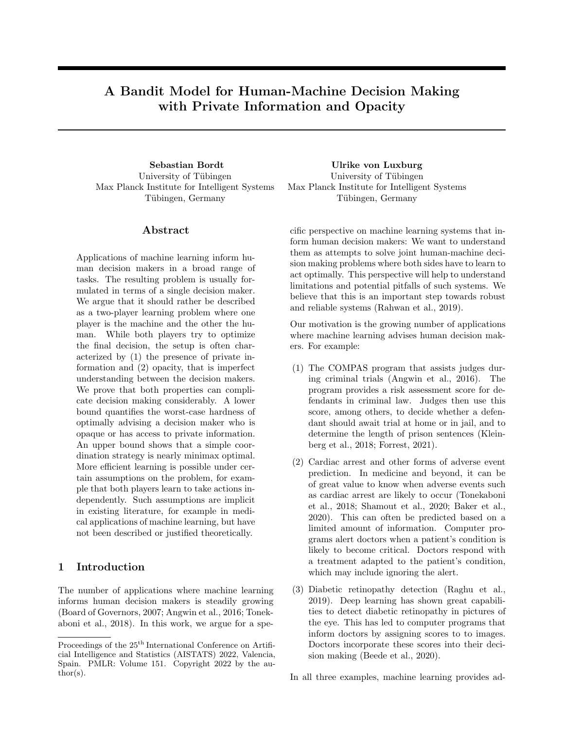# A Bandit Model for Human-Machine Decision Making with Private Information and Opacity

**Sebastian Bordt**
University of Tübingen
Max Planck Institute for Intelligent Systems
Tübingen, Germany

**Ulrike von Luxburg**
University of Tübingen
Max Planck Institute for Intelligent Systems
Tübingen, Germany

## Abstract

Applications of machine learning inform human decision makers in a broad range of tasks. The resulting problem is usually formulated in terms of a single decision maker. We argue that it should rather be described as a two-player learning problem where one player is the machine and the other the human. While both players try to optimize the final decision, the setup is often characterized by (1) the presence of private information and (2) opacity, that is imperfect understanding between the decision makers. We prove that both properties can complicate decision making considerably. A lower bound quantifies the worst-case hardness of optimally advising a decision maker who is opaque or has access to private information. An upper bound shows that a simple coordination strategy is nearly minimax optimal. More efficient learning is possible under certain assumptions on the problem, for example that both players learn to take actions independently. Such assumptions are implicit in existing literature, for example in medical applications of machine learning, but have not been described or justified theoretically.

## 1 Introduction

The number of applications where machine learning informs human decision makers is steadily growing (Board of Governors, 2007; Angwin et al., 2016; Tonekaboni et al., 2018). In this work, we argue for a specific perspective on machine learning systems that inform human decision makers: We want to understand them as attempts to solve joint human-machine decision making problems where both sides have to learn to act optimally. This perspective will help to understand limitations and potential pitfalls of such systems. We believe that this is an important step towards robust and reliable systems (Rahwan et al., 2019).

Our motivation is the growing number of applications where machine learning advises human decision makers. For example:

(1) The COMPAS program that assists judges during criminal trials (Angwin et al., 2016). The program provides a risk assessment score for defendants in criminal law. Judges then use this score, among others, to decide whether a defendant should await trial at home or in jail, and to determine the length of prison sentences (Kleinberg et al., 2018; Forrest, 2021).

(2) Cardiac arrest and other forms of adverse event prediction. In medicine and beyond, it can be of great value to know when adverse events such as cardiac arrest are likely to occur (Tonekaboni et al., 2018; Shamout et al., 2020; Baker et al., 2020). This can often be predicted based on a limited amount of information. Computer programs alert doctors when a patient's condition is likely to become critical. Doctors respond with a treatment adapted to the patient's condition, which may include ignoring the alert.

(3) Diabetic retinopathy detection (Raghu et al., 2019). Deep learning has shown great capabilities to detect diabetic retinopathy in pictures of the eye. This has led to computer programs that inform doctors by assigning scores to to images. Doctors incorporate these scores into their decision making (Beede et al., 2020).

In all three examples, machine learning provides ad-

Proceedings of the 25[th] International Conference on Artificial Intelligence and Statistics (AISTATS) 2022, Valencia, Spain. PMLR: Volume 151. Copyright 2022 by the author(s).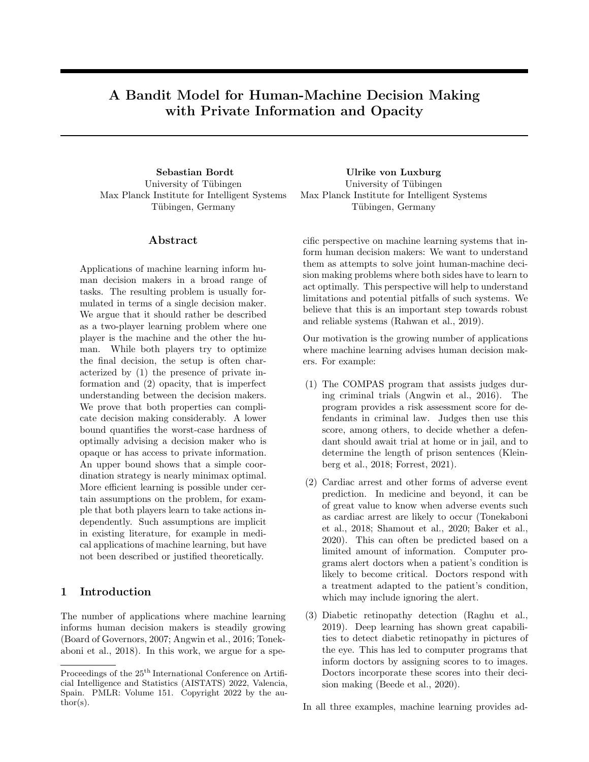# A Bandit Model for Human-Machine Decision Making with Private Information and Opacity

**Sebastian Bordt**
University of Tübingen
Max Planck Institute for Intelligent Systems
Tübingen, Germany

**Ulrike von Luxburg**
University of Tübingen
Max Planck Institute for Intelligent Systems
Tübingen, Germany

## Abstract

Applications of machine learning inform human decision makers in a broad range of tasks. The resulting problem is usually formulated in terms of a single decision maker. We argue that it should rather be described as a two-player learning problem where one player is the machine and the other the human. While both players try to optimize the final decision, the setup is often characterized by (1) the presence of private information and (2) opacity, that is imperfect understanding between the decision makers. We prove that both properties can complicate decision making considerably. A lower bound quantifies the worst-case hardness of optimally advising a decision maker who is opaque or has access to private information. An upper bound shows that a simple coordination strategy is nearly minimax optimal. More efficient learning is possible under certain assumptions on the problem, for example that both players learn to take actions independently. Such assumptions are implicit in existing literature, for example in medical applications of machine learning, but have not been described or justified theoretically.

## 1 Introduction

The number of applications where machine learning informs human decision makers is steadily growing (Board of Governors, 2007; Angwin et al., 2016; Tonekaboni et al., 2018). In this work, we argue for a specific perspective on machine learning systems that inform human decision makers: We want to understand them as attempts to solve joint human-machine decision making problems where both sides have to learn to act optimally. This perspective will help to understand limitations and potential pitfalls of such systems. We believe that this is an important step towards robust and reliable systems (Rahwan et al., 2019).

Our motivation is the growing number of applications where machine learning advises human decision makers. For example:

(1) The COMPAS program that assists judges during criminal trials (Angwin et al., 2016). The program provides a risk assessment score for defendants in criminal law. Judges then use this score, among others, to decide whether a defendant should await trial at home or in jail, and to determine the length of prison sentences (Kleinberg et al., 2018; Forrest, 2021).

(2) Cardiac arrest and other forms of adverse event prediction. In medicine and beyond, it can be of great value to know when adverse events such as cardiac arrest are likely to occur (Tonekaboni et al., 2018; Shamout et al., 2020; Baker et al., 2020). This can often be predicted based on a limited amount of information. Computer programs alert doctors when a patient's condition is likely to become critical. Doctors respond with a treatment adapted to the patient's condition, which may include ignoring the alert.

(3) Diabetic retinopathy detection (Raghu et al., 2019). Deep learning has shown great capabilities to detect diabetic retinopathy in pictures of the eye. This has led to computer programs that inform doctors by assigning scores to to images. Doctors incorporate these scores into their decision making (Beede et al., 2020).

In all three examples, machine learning provides ad-

---

Proceedings of the 25[th] International Conference on Artificial Intelligence and Statistics (AISTATS) 2022, Valencia, Spain. PMLR: Volume 151. Copyright 2022 by the author(s).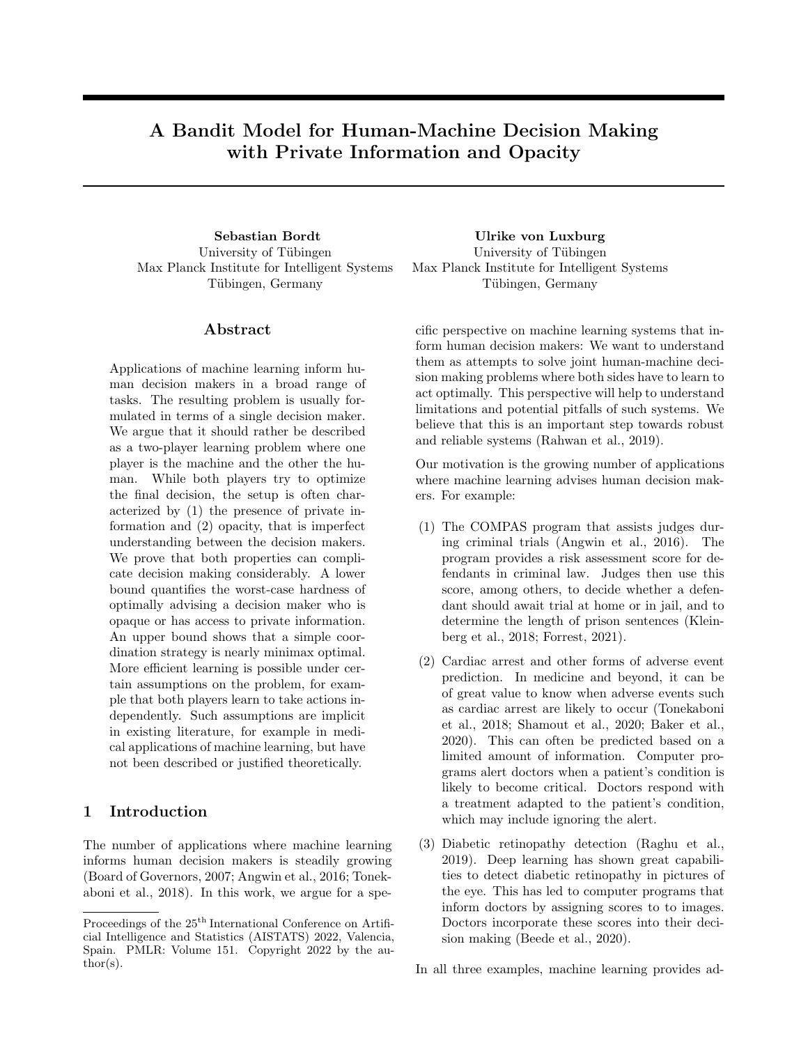# A Bandit Model for Human-Machine Decision Making with Private Information and Opacity

**Sebastian Bordt**
University of Tübingen
Max Planck Institute for Intelligent Systems
Tübingen, Germany

**Ulrike von Luxburg**
University of Tübingen
Max Planck Institute for Intelligent Systems
Tübingen, Germany

## Abstract

Applications of machine learning inform human decision makers in a broad range of tasks. The resulting problem is usually formulated in terms of a single decision maker. We argue that it should rather be described as a two-player learning problem where one player is the machine and the other the human. While both players try to optimize the final decision, the setup is often characterized by (1) the presence of private information and (2) opacity, that is imperfect understanding between the decision makers. We prove that both properties can complicate decision making considerably. A lower bound quantifies the worst-case hardness of optimally advising a decision maker who is opaque or has access to private information. An upper bound shows that a simple coordination strategy is nearly minimax optimal. More efficient learning is possible under certain assumptions on the problem, for example that both players learn to take actions independently. Such assumptions are implicit in existing literature, for example in medical applications of machine learning, but have not been described or justified theoretically.

## 1 Introduction

The number of applications where machine learning informs human decision makers is steadily growing (Board of Governors, 2007; Angwin et al., 2016; Tonekaboni et al., 2018). In this work, we argue for a specific perspective on machine learning systems that inform human decision makers: We want to understand them as attempts to solve joint human-machine decision making problems where both sides have to learn to act optimally. This perspective will help to understand limitations and potential pitfalls of such systems. We believe that this is an important step towards robust and reliable systems (Rahwan et al., 2019).

Our motivation is the growing number of applications where machine learning advises human decision makers. For example:

(1) The COMPAS program that assists judges during criminal trials (Angwin et al., 2016). The program provides a risk assessment score for defendants in criminal law. Judges then use this score, among others, to decide whether a defendant should await trial at home or in jail, and to determine the length of prison sentences (Kleinberg et al., 2018; Forrest, 2021).

(2) Cardiac arrest and other forms of adverse event prediction. In medicine and beyond, it can be of great value to know when adverse events such as cardiac arrest are likely to occur (Tonekaboni et al., 2018; Shamout et al., 2020; Baker et al., 2020). This can often be predicted based on a limited amount of information. Computer programs alert doctors when a patient's condition is likely to become critical. Doctors respond with a treatment adapted to the patient's condition, which may include ignoring the alert.

(3) Diabetic retinopathy detection (Raghu et al., 2019). Deep learning has shown great capabilities to detect diabetic retinopathy in pictures of the eye. This has led to computer programs that inform doctors by assigning scores to to images. Doctors incorporate these scores into their decision making (Beede et al., 2020).

In all three examples, machine learning provides ad-

---

Proceedings of the 25[th] International Conference on Artificial Intelligence and Statistics (AISTATS) 2022, Valencia, Spain. PMLR: Volume 151. Copyright 2022 by the author(s).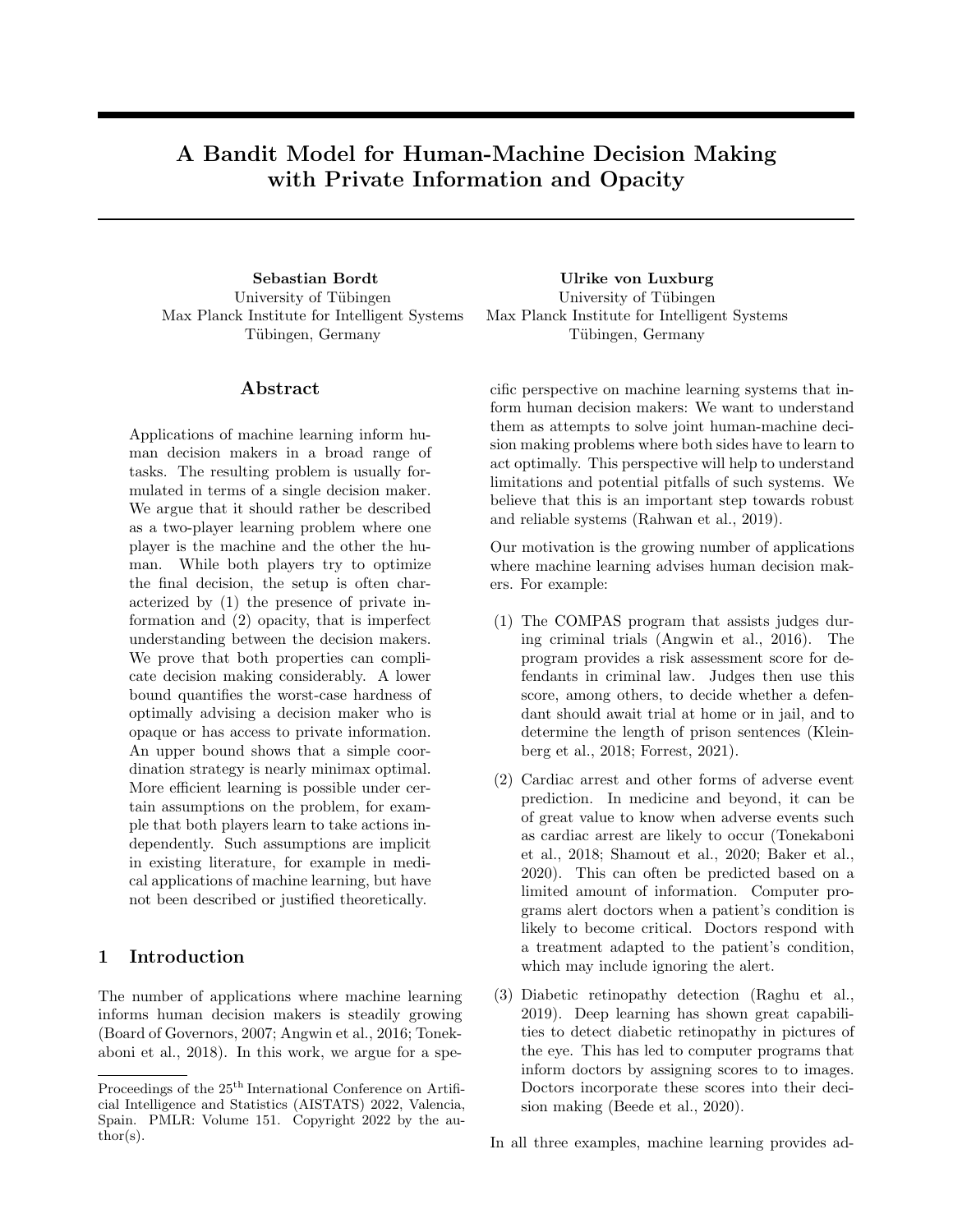# A Bandit Model for Human-Machine Decision Making with Private Information and Opacity

**Sebastian Bordt**
University of Tübingen
Max Planck Institute for Intelligent Systems
Tübingen, Germany

**Ulrike von Luxburg**
University of Tübingen
Max Planck Institute for Intelligent Systems
Tübingen, Germany

## Abstract

Applications of machine learning inform human decision makers in a broad range of tasks. The resulting problem is usually formulated in terms of a single decision maker. We argue that it should rather be described as a two-player learning problem where one player is the machine and the other the human. While both players try to optimize the final decision, the setup is often characterized by (1) the presence of private information and (2) opacity, that is imperfect understanding between the decision makers. We prove that both properties can complicate decision making considerably. A lower bound quantifies the worst-case hardness of optimally advising a decision maker who is opaque or has access to private information. An upper bound shows that a simple coordination strategy is nearly minimax optimal. More efficient learning is possible under certain assumptions on the problem, for example that both players learn to take actions independently. Such assumptions are implicit in existing literature, for example in medical applications of machine learning, but have not been described or justified theoretically.

## 1 Introduction

The number of applications where machine learning informs human decision makers is steadily growing (Board of Governors, 2007; Angwin et al., 2016; Tonekaboni et al., 2018). In this work, we argue for a specific perspective on machine learning systems that inform human decision makers: We want to understand them as attempts to solve joint human-machine decision making problems where both sides have to learn to act optimally. This perspective will help to understand limitations and potential pitfalls of such systems. We believe that this is an important step towards robust and reliable systems (Rahwan et al., 2019).

Our motivation is the growing number of applications where machine learning advises human decision makers. For example:

(1) The COMPAS program that assists judges during criminal trials (Angwin et al., 2016). The program provides a risk assessment score for defendants in criminal law. Judges then use this score, among others, to decide whether a defendant should await trial at home or in jail, and to determine the length of prison sentences (Kleinberg et al., 2018; Forrest, 2021).

(2) Cardiac arrest and other forms of adverse event prediction. In medicine and beyond, it can be of great value to know when adverse events such as cardiac arrest are likely to occur (Tonekaboni et al., 2018; Shamout et al., 2020; Baker et al., 2020). This can often be predicted based on a limited amount of information. Computer programs alert doctors when a patient's condition is likely to become critical. Doctors respond with a treatment adapted to the patient's condition, which may include ignoring the alert.

(3) Diabetic retinopathy detection (Raghu et al., 2019). Deep learning has shown great capabilities to detect diabetic retinopathy in pictures of the eye. This has led to computer programs that inform doctors by assigning scores to to images. Doctors incorporate these scores into their decision making (Beede et al., 2020).

In all three examples, machine learning provides ad-

Proceedings of the 25[th] International Conference on Artificial Intelligence and Statistics (AISTATS) 2022, Valencia, Spain. PMLR: Volume 151. Copyright 2022 by the author(s).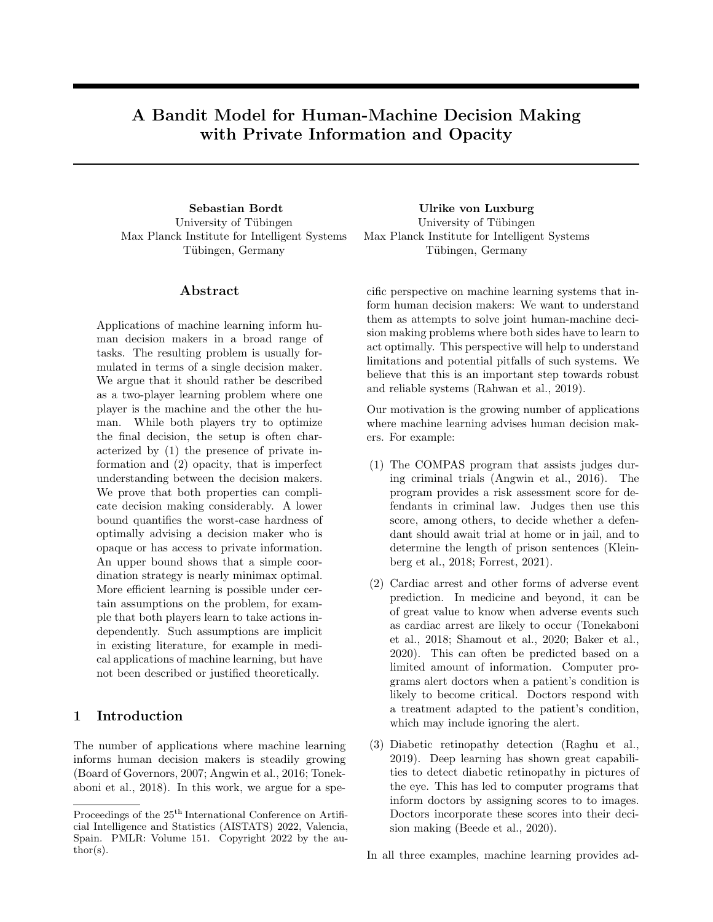# A Bandit Model for Human-Machine Decision Making with Private Information and Opacity

**Sebastian Bordt**
University of Tübingen
Max Planck Institute for Intelligent Systems
Tübingen, Germany

**Ulrike von Luxburg**
University of Tübingen
Max Planck Institute for Intelligent Systems
Tübingen, Germany

## Abstract

Applications of machine learning inform human decision makers in a broad range of tasks. The resulting problem is usually formulated in terms of a single decision maker. We argue that it should rather be described as a two-player learning problem where one player is the machine and the other the human. While both players try to optimize the final decision, the setup is often characterized by (1) the presence of private information and (2) opacity, that is imperfect understanding between the decision makers. We prove that both properties can complicate decision making considerably. A lower bound quantifies the worst-case hardness of optimally advising a decision maker who is opaque or has access to private information. An upper bound shows that a simple coordination strategy is nearly minimax optimal. More efficient learning is possible under certain assumptions on the problem, for example that both players learn to take actions independently. Such assumptions are implicit in existing literature, for example in medical applications of machine learning, but have not been described or justified theoretically.

## 1 Introduction

The number of applications where machine learning informs human decision makers is steadily growing (Board of Governors, 2007; Angwin et al., 2016; Tonekaboni et al., 2018). In this work, we argue for a specific perspective on machine learning systems that inform human decision makers: We want to understand them as attempts to solve joint human-machine decision making problems where both sides have to learn to act optimally. This perspective will help to understand limitations and potential pitfalls of such systems. We believe that this is an important step towards robust and reliable systems (Rahwan et al., 2019).

Our motivation is the growing number of applications where machine learning advises human decision makers. For example:

(1) The COMPAS program that assists judges during criminal trials (Angwin et al., 2016). The program provides a risk assessment score for defendants in criminal law. Judges then use this score, among others, to decide whether a defendant should await trial at home or in jail, and to determine the length of prison sentences (Kleinberg et al., 2018; Forrest, 2021).

(2) Cardiac arrest and other forms of adverse event prediction. In medicine and beyond, it can be of great value to know when adverse events such as cardiac arrest are likely to occur (Tonekaboni et al., 2018; Shamout et al., 2020; Baker et al., 2020). This can often be predicted based on a limited amount of information. Computer programs alert doctors when a patient's condition is likely to become critical. Doctors respond with a treatment adapted to the patient's condition, which may include ignoring the alert.

(3) Diabetic retinopathy detection (Raghu et al., 2019). Deep learning has shown great capabilities to detect diabetic retinopathy in pictures of the eye. This has led to computer programs that inform doctors by assigning scores to to images. Doctors incorporate these scores into their decision making (Beede et al., 2020).

In all three examples, machine learning provides ad-

---

Proceedings of the 25[th] International Conference on Artificial Intelligence and Statistics (AISTATS) 2022, Valencia, Spain. PMLR: Volume 151. Copyright 2022 by the author(s).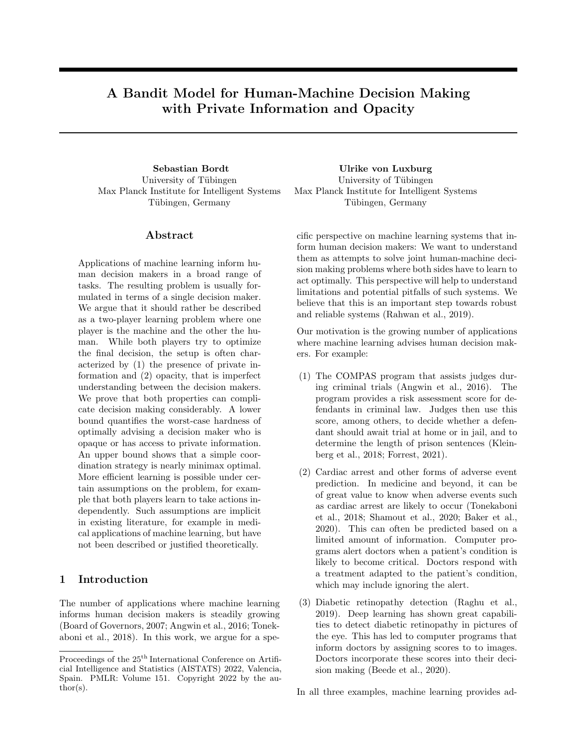# A Bandit Model for Human-Machine Decision Making with Private Information and Opacity

**Sebastian Bordt**
University of Tübingen
Max Planck Institute for Intelligent Systems
Tübingen, Germany

**Ulrike von Luxburg**
University of Tübingen
Max Planck Institute for Intelligent Systems
Tübingen, Germany

## Abstract

Applications of machine learning inform human decision makers in a broad range of tasks. The resulting problem is usually formulated in terms of a single decision maker. We argue that it should rather be described as a two-player learning problem where one player is the machine and the other the human. While both players try to optimize the final decision, the setup is often characterized by (1) the presence of private information and (2) opacity, that is imperfect understanding between the decision makers. We prove that both properties can complicate decision making considerably. A lower bound quantifies the worst-case hardness of optimally advising a decision maker who is opaque or has access to private information. An upper bound shows that a simple coordination strategy is nearly minimax optimal. More efficient learning is possible under certain assumptions on the problem, for example that both players learn to take actions independently. Such assumptions are implicit in existing literature, for example in medical applications of machine learning, but have not been described or justified theoretically.

## 1 Introduction

The number of applications where machine learning informs human decision makers is steadily growing (Board of Governors, 2007; Angwin et al., 2016; Tonekaboni et al., 2018). In this work, we argue for a specific perspective on machine learning systems that inform human decision makers: We want to understand them as attempts to solve joint human-machine decision making problems where both sides have to learn to act optimally. This perspective will help to understand limitations and potential pitfalls of such systems. We believe that this is an important step towards robust and reliable systems (Rahwan et al., 2019).

Our motivation is the growing number of applications where machine learning advises human decision makers. For example:

(1) The COMPAS program that assists judges during criminal trials (Angwin et al., 2016). The program provides a risk assessment score for defendants in criminal law. Judges then use this score, among others, to decide whether a defendant should await trial at home or in jail, and to determine the length of prison sentences (Kleinberg et al., 2018; Forrest, 2021).

(2) Cardiac arrest and other forms of adverse event prediction. In medicine and beyond, it can be of great value to know when adverse events such as cardiac arrest are likely to occur (Tonekaboni et al., 2018; Shamout et al., 2020; Baker et al., 2020). This can often be predicted based on a limited amount of information. Computer programs alert doctors when a patient's condition is likely to become critical. Doctors respond with a treatment adapted to the patient's condition, which may include ignoring the alert.

(3) Diabetic retinopathy detection (Raghu et al., 2019). Deep learning has shown great capabilities to detect diabetic retinopathy in pictures of the eye. This has led to computer programs that inform doctors by assigning scores to to images. Doctors incorporate these scores into their decision making (Beede et al., 2020).

In all three examples, machine learning provides ad-

Proceedings of the 25[th] International Conference on Artificial Intelligence and Statistics (AISTATS) 2022, Valencia, Spain. PMLR: Volume 151. Copyright 2022 by the author(s).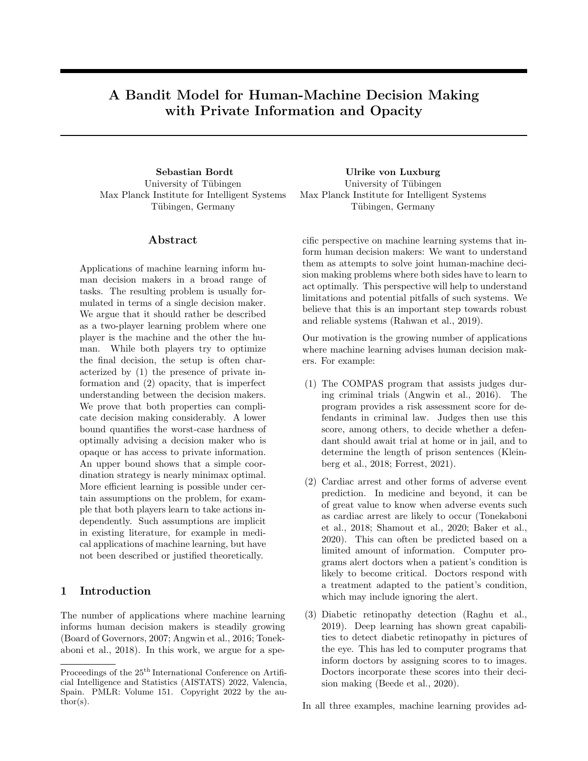# A Bandit Model for Human-Machine Decision Making with Private Information and Opacity

**Sebastian Bordt**
University of Tübingen
Max Planck Institute for Intelligent Systems
Tübingen, Germany

**Ulrike von Luxburg**
University of Tübingen
Max Planck Institute for Intelligent Systems
Tübingen, Germany

## Abstract

Applications of machine learning inform human decision makers in a broad range of tasks. The resulting problem is usually formulated in terms of a single decision maker. We argue that it should rather be described as a two-player learning problem where one player is the machine and the other the human. While both players try to optimize the final decision, the setup is often characterized by (1) the presence of private information and (2) opacity, that is imperfect understanding between the decision makers. We prove that both properties can complicate decision making considerably. A lower bound quantifies the worst-case hardness of optimally advising a decision maker who is opaque or has access to private information. An upper bound shows that a simple coordination strategy is nearly minimax optimal. More efficient learning is possible under certain assumptions on the problem, for example that both players learn to take actions independently. Such assumptions are implicit in existing literature, for example in medical applications of machine learning, but have not been described or justified theoretically.

## 1 Introduction

The number of applications where machine learning informs human decision makers is steadily growing (Board of Governors, 2007; Angwin et al., 2016; Tonekaboni et al., 2018). In this work, we argue for a specific perspective on machine learning systems that inform human decision makers: We want to understand them as attempts to solve joint human-machine decision making problems where both sides have to learn to act optimally. This perspective will help to understand limitations and potential pitfalls of such systems. We believe that this is an important step towards robust and reliable systems (Rahwan et al., 2019).

Our motivation is the growing number of applications where machine learning advises human decision makers. For example:

(1) The COMPAS program that assists judges during criminal trials (Angwin et al., 2016). The program provides a risk assessment score for defendants in criminal law. Judges then use this score, among others, to decide whether a defendant should await trial at home or in jail, and to determine the length of prison sentences (Kleinberg et al., 2018; Forrest, 2021).

(2) Cardiac arrest and other forms of adverse event prediction. In medicine and beyond, it can be of great value to know when adverse events such as cardiac arrest are likely to occur (Tonekaboni et al., 2018; Shamout et al., 2020; Baker et al., 2020). This can often be predicted based on a limited amount of information. Computer programs alert doctors when a patient's condition is likely to become critical. Doctors respond with a treatment adapted to the patient's condition, which may include ignoring the alert.

(3) Diabetic retinopathy detection (Raghu et al., 2019). Deep learning has shown great capabilities to detect diabetic retinopathy in pictures of the eye. This has led to computer programs that inform doctors by assigning scores to to images. Doctors incorporate these scores into their decision making (Beede et al., 2020).

In all three examples, machine learning provides ad-

Proceedings of the 25[th] International Conference on Artificial Intelligence and Statistics (AISTATS) 2022, Valencia, Spain. PMLR: Volume 151. Copyright 2022 by the author(s).